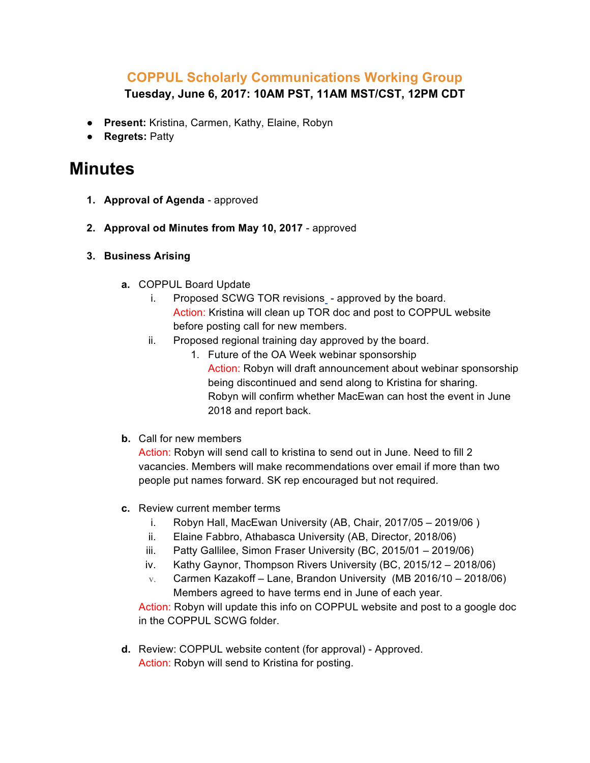## COPPUL Scholarly Communications Working Group

**Tuesday, June 6, 2017: 10AM PST, 11AM MST/CST, 12PM CDT**

- **Present:** Kristina, Carmen, Kathy, Elaine, Robyn
- **Regrets:** Patty

# Minutes

1. **Approval of Agenda** - approved

2. **Approval od Minutes from May 10, 2017** - approved

3. **Business Arising**

   a. COPPUL Board Update

      i. Proposed SCWG TOR revisions - approved by the board.
         Action: Kristina will clean up TOR doc and post to COPPUL website before posting call for new members.

      ii. Proposed regional training day approved by the board.

         1. Future of the OA Week webinar sponsorship
            Action: Robyn will draft announcement about webinar sponsorship being discontinued and send along to Kristina for sharing.
            Robyn will confirm whether MacEwan can host the event in June 2018 and report back.

   b. Call for new members
      Action: Robyn will send call to kristina to send out in June. Need to fill 2 vacancies. Members will make recommendations over email if more than two people put names forward. SK rep encouraged but not required.

   c. Review current member terms

      i. Robyn Hall, MacEwan University (AB, Chair, 2017/05 – 2019/06 )
      ii. Elaine Fabbro, Athabasca University (AB, Director, 2018/06)
      iii. Patty Gallilee, Simon Fraser University (BC, 2015/01 – 2019/06)
      iv. Kathy Gaynor, Thompson Rivers University (BC, 2015/12 – 2018/06)
      v. Carmen Kazakoff – Lane, Brandon University (MB 2016/10 – 2018/06)
         Members agreed to have terms end in June of each year.

      Action: Robyn will update this info on COPPUL website and post to a google doc in the COPPUL SCWG folder.

   d. Review: COPPUL website content (for approval) - Approved.
      Action: Robyn will send to Kristina for posting.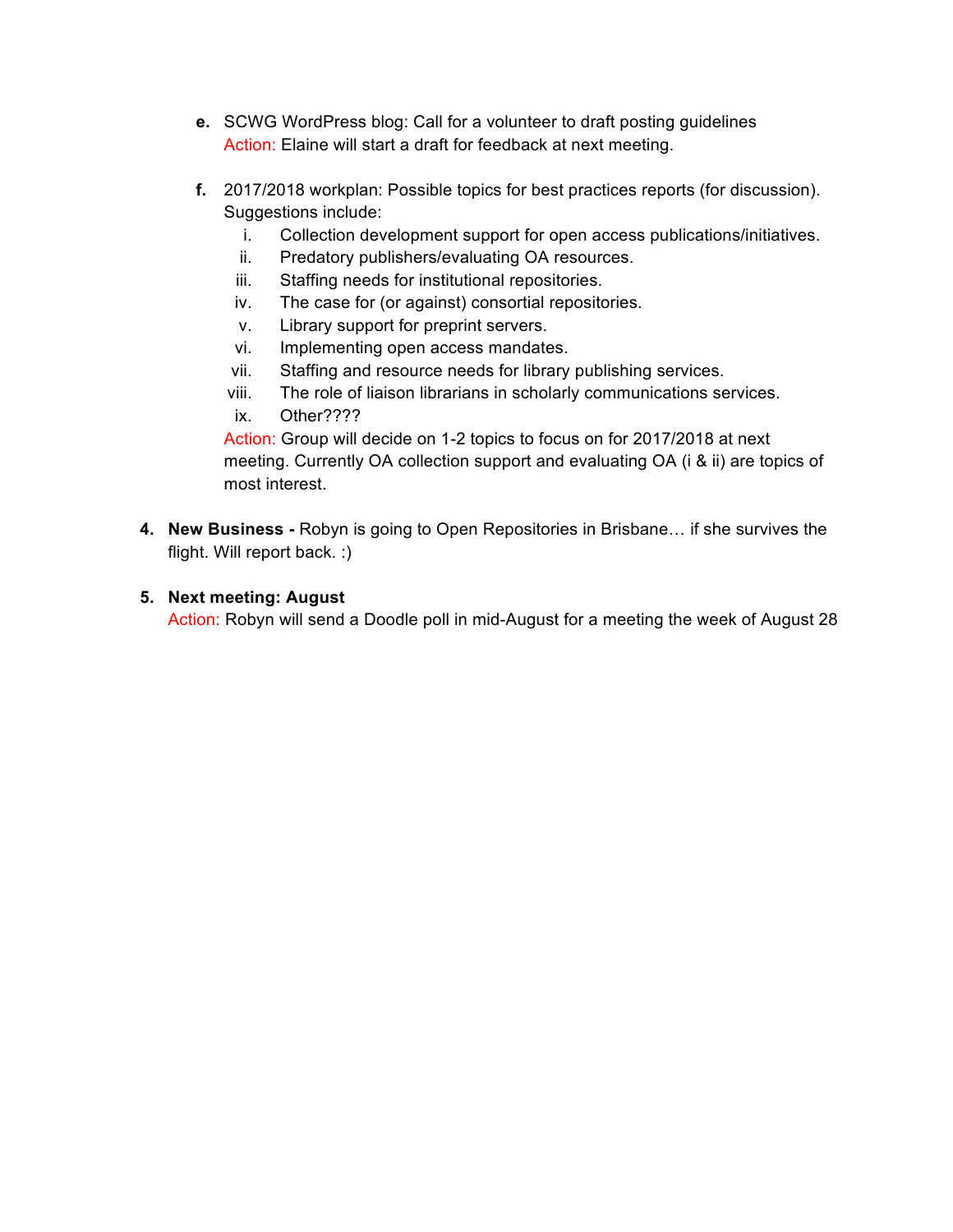e. SCWG WordPress blog: Call for a volunteer to draft posting guidelines
      Action: Elaine will start a draft for feedback at next meeting.

   f. 2017/2018 workplan: Possible topics for best practices reports (for discussion). Suggestions include:
      i. Collection development support for open access publications/initiatives.
      ii. Predatory publishers/evaluating OA resources.
      iii. Staffing needs for institutional repositories.
      iv. The case for (or against) consortial repositories.
      v. Library support for preprint servers.
      vi. Implementing open access mandates.
      vii. Staffing and resource needs for library publishing services.
      viii. The role of liaison librarians in scholarly communications services.
      ix. Other????

      Action: Group will decide on 1-2 topics to focus on for 2017/2018 at next meeting. Currently OA collection support and evaluating OA (i & ii) are topics of most interest.

4. **New Business -** Robyn is going to Open Repositories in Brisbane… if she survives the flight. Will report back. :)

5. **Next meeting: August**
   Action: Robyn will send a Doodle poll in mid-August for a meeting the week of August 28